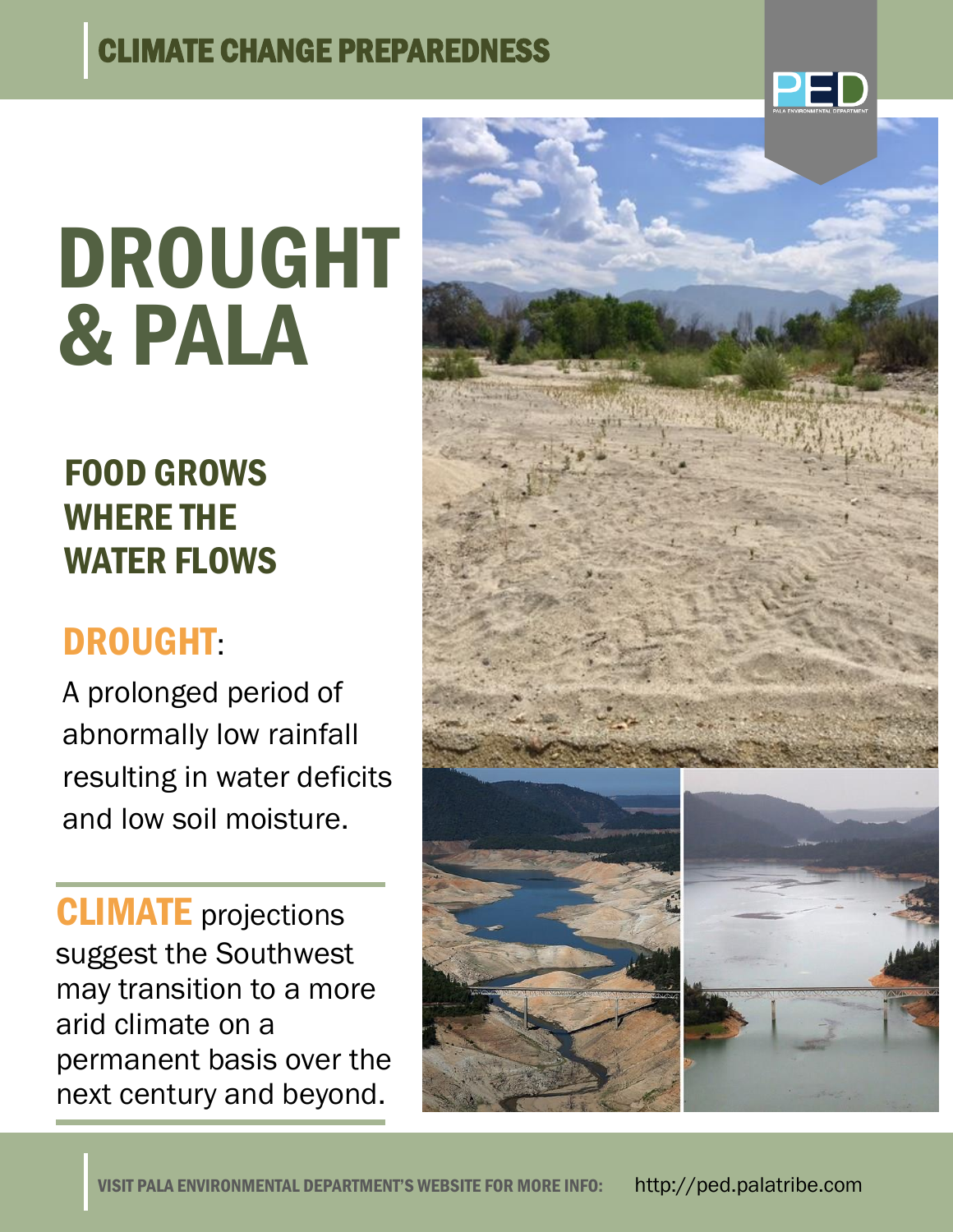CLIMATE CHANGE PREPAREDNESS

# DROUGHT & PALA

## FOOD GROWS WHERE THE WATER FLOWS

## DROUGHT:

A prolonged period of abnormally low rainfall resulting in water deficits and low soil moisture.

**CLIMATE** projections suggest the Southwest may transition to a more arid climate on a permanent basis over the next century and beyond.

VISIT PALA ENVIRONMENTAL DEPARTMENT'S WEBSITE FOR MORE INFO: http://ped.palatribe.com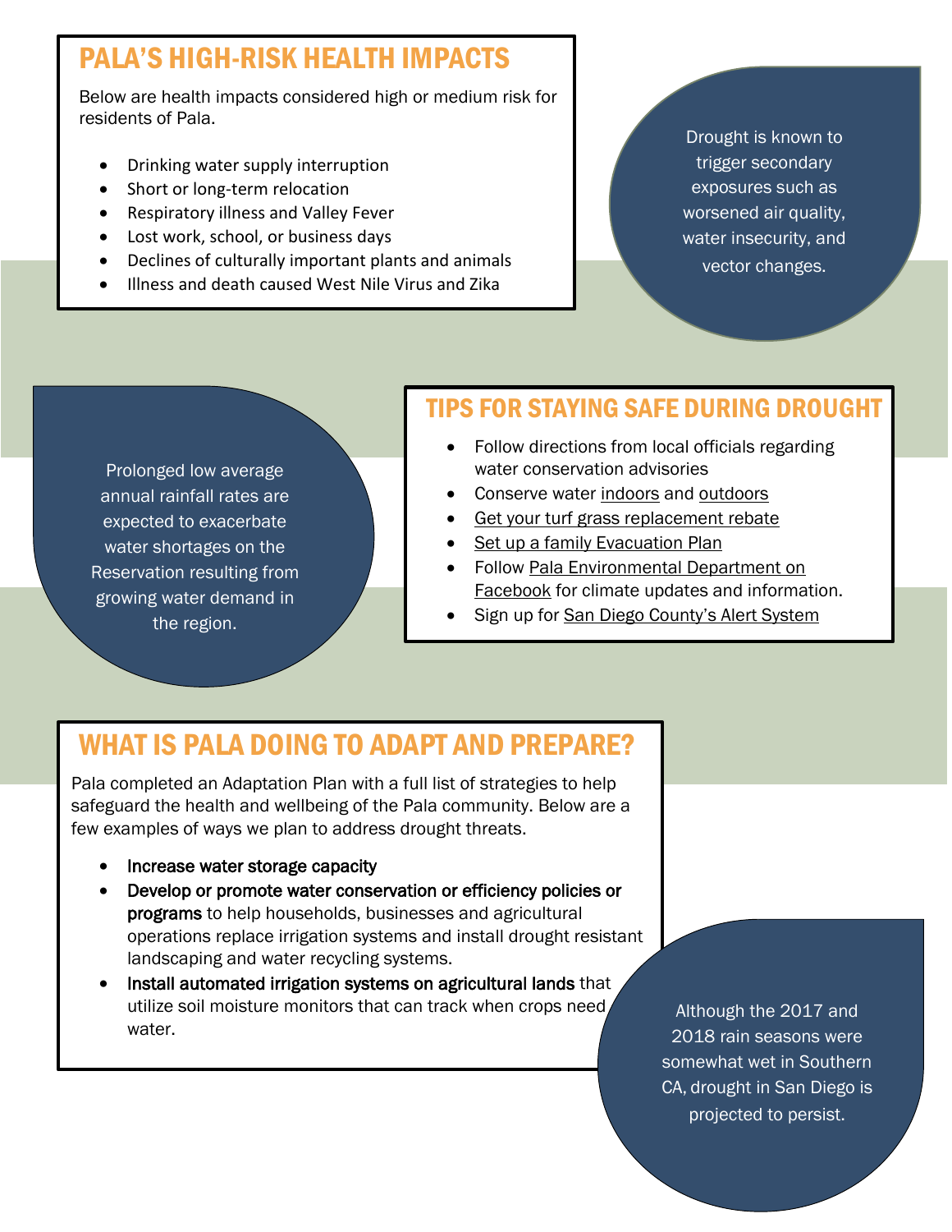## PALA'S HIGH-RISK HEALTH IMPACTS

Below are health impacts considered high or medium risk for residents of Pala.

- Drinking water supply interruption
- Short or long-term relocation
- Respiratory illness and Valley Fever
- Lost work, school, or business days
- Declines of culturally important plants and animals
- Illness and death caused West Nile Virus and Zika

Drought is known to trigger secondary exposures such as worsened air quality, water insecurity, and vector changes.

Prolonged low average annual rainfall rates are expected to exacerbate water shortages on the Reservation resulting from growing water demand in the region.

## TIPS FOR STAYING SAFE DURING DROUGHT

- Follow directions from local officials regarding water conservation advisories
- Conserve water indoors and outdoors
- Get your turf grass replacement rebate
- Set up a family Evacuation Plan
- Follow Pala Environmental Department on Facebook for climate updates and information.
- Sign up for San Diego County's Alert System

## WHAT IS PALA DOING TO ADAPT AND PREPARE?

Pala completed an Adaptation Plan with a full list of strategies to help safeguard the health and wellbeing of the Pala community. Below are a few examples of ways we plan to address drought threats.

- **Increase water storage capacity**
- **Develop or promote water conservation or efficiency policies or programs** to help households, businesses and agricultural operations replace irrigation systems and install drought resistant landscaping and water recycling systems.
- **Install automated irrigation systems on agricultural lands** that utilize soil moisture monitors that can track when crops need water.

Although the 2017 and 2018 rain seasons were somewhat wet in Southern CA, drought in San Diego is projected to persist.